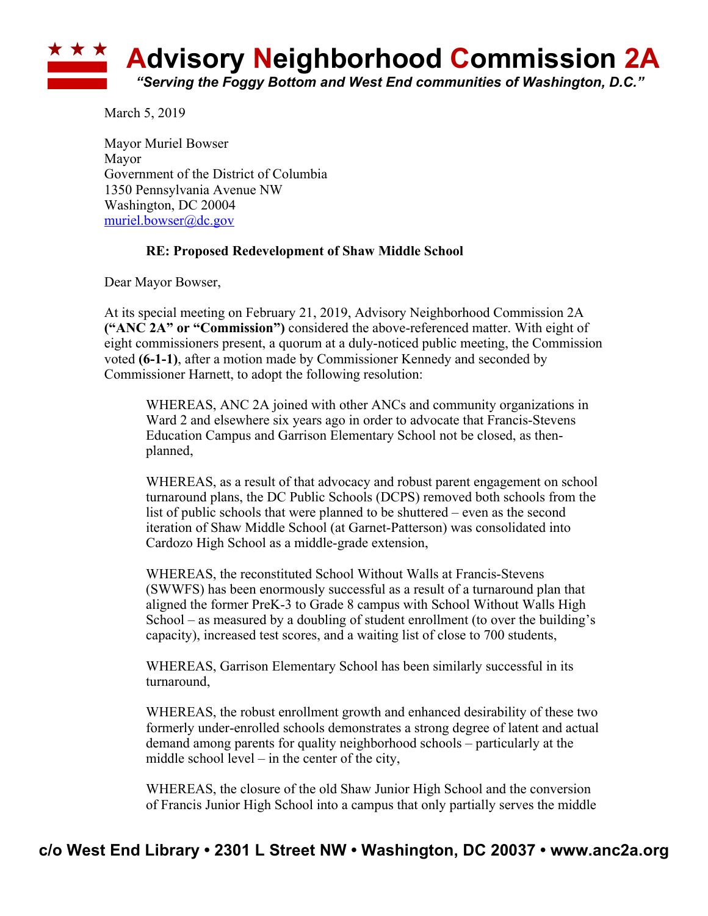# Advisory Neighborhood Commission 2A

*"Serving the Foggy Bottom and West End communities of Washington, D.C."*

March 5, 2019

Mayor Muriel Bowser
Mayor
Government of the District of Columbia
1350 Pennsylvania Avenue NW
Washington, DC 20004
muriel.bowser@dc.gov

**RE: Proposed Redevelopment of Shaw Middle School**

Dear Mayor Bowser,

At its special meeting on February 21, 2019, Advisory Neighborhood Commission 2A **("ANC 2A" or "Commission")** considered the above-referenced matter. With eight of eight commissioners present, a quorum at a duly-noticed public meeting, the Commission voted **(6-1-1)**, after a motion made by Commissioner Kennedy and seconded by Commissioner Harnett, to adopt the following resolution:

> WHEREAS, ANC 2A joined with other ANCs and community organizations in Ward 2 and elsewhere six years ago in order to advocate that Francis-Stevens Education Campus and Garrison Elementary School not be closed, as then-planned,
>
> WHEREAS, as a result of that advocacy and robust parent engagement on school turnaround plans, the DC Public Schools (DCPS) removed both schools from the list of public schools that were planned to be shuttered – even as the second iteration of Shaw Middle School (at Garnet-Patterson) was consolidated into Cardozo High School as a middle-grade extension,
>
> WHEREAS, the reconstituted School Without Walls at Francis-Stevens (SWWFS) has been enormously successful as a result of a turnaround plan that aligned the former PreK-3 to Grade 8 campus with School Without Walls High School – as measured by a doubling of student enrollment (to over the building's capacity), increased test scores, and a waiting list of close to 700 students,
>
> WHEREAS, Garrison Elementary School has been similarly successful in its turnaround,
>
> WHEREAS, the robust enrollment growth and enhanced desirability of these two formerly under-enrolled schools demonstrates a strong degree of latent and actual demand among parents for quality neighborhood schools – particularly at the middle school level – in the center of the city,
>
> WHEREAS, the closure of the old Shaw Junior High School and the conversion of Francis Junior High School into a campus that only partially serves the middle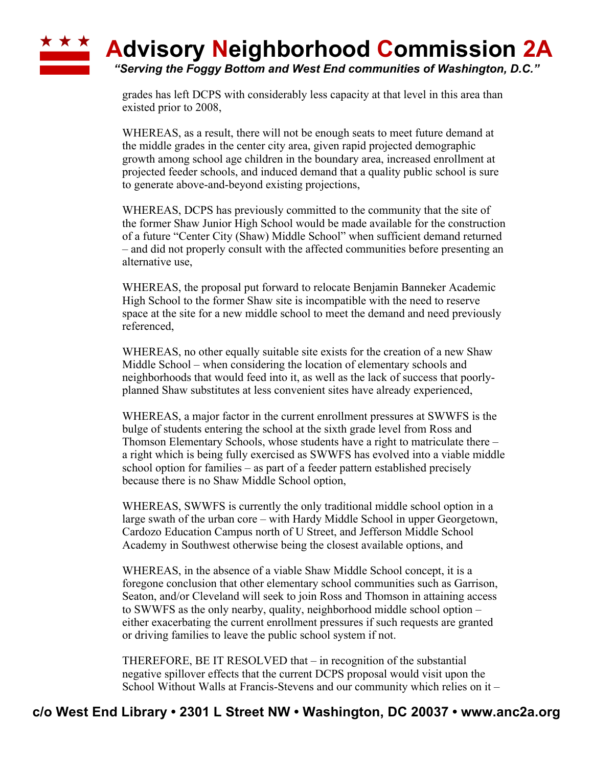grades has left DCPS with considerably less capacity at that level in this area than existed prior to 2008,

WHEREAS, as a result, there will not be enough seats to meet future demand at the middle grades in the center city area, given rapid projected demographic growth among school age children in the boundary area, increased enrollment at projected feeder schools, and induced demand that a quality public school is sure to generate above-and-beyond existing projections,

WHEREAS, DCPS has previously committed to the community that the site of the former Shaw Junior High School would be made available for the construction of a future "Center City (Shaw) Middle School" when sufficient demand returned – and did not properly consult with the affected communities before presenting an alternative use,

WHEREAS, the proposal put forward to relocate Benjamin Banneker Academic High School to the former Shaw site is incompatible with the need to reserve space at the site for a new middle school to meet the demand and need previously referenced,

WHEREAS, no other equally suitable site exists for the creation of a new Shaw Middle School – when considering the location of elementary schools and neighborhoods that would feed into it, as well as the lack of success that poorly-planned Shaw substitutes at less convenient sites have already experienced,

WHEREAS, a major factor in the current enrollment pressures at SWWFS is the bulge of students entering the school at the sixth grade level from Ross and Thomson Elementary Schools, whose students have a right to matriculate there – a right which is being fully exercised as SWWFS has evolved into a viable middle school option for families – as part of a feeder pattern established precisely because there is no Shaw Middle School option,

WHEREAS, SWWFS is currently the only traditional middle school option in a large swath of the urban core – with Hardy Middle School in upper Georgetown, Cardozo Education Campus north of U Street, and Jefferson Middle School Academy in Southwest otherwise being the closest available options, and

WHEREAS, in the absence of a viable Shaw Middle School concept, it is a foregone conclusion that other elementary school communities such as Garrison, Seaton, and/or Cleveland will seek to join Ross and Thomson in attaining access to SWWFS as the only nearby, quality, neighborhood middle school option – either exacerbating the current enrollment pressures if such requests are granted or driving families to leave the public school system if not.

THEREFORE, BE IT RESOLVED that – in recognition of the substantial negative spillover effects that the current DCPS proposal would visit upon the School Without Walls at Francis-Stevens and our community which relies on it –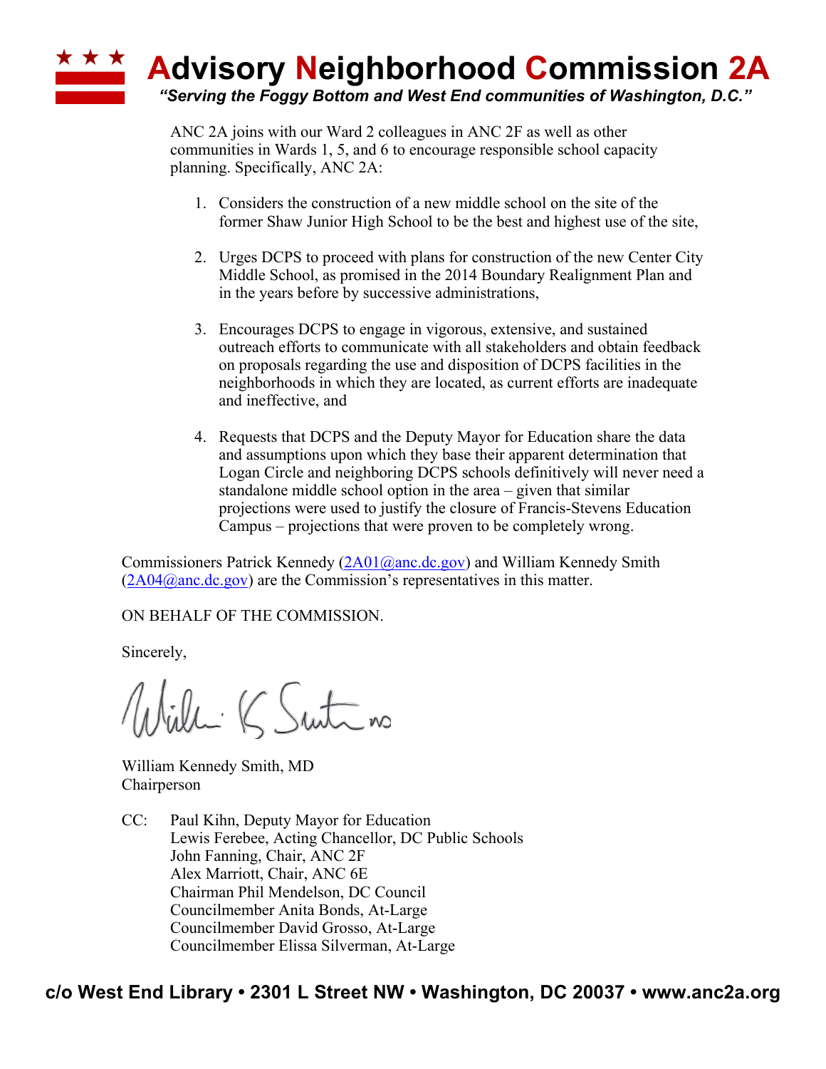ANC 2A joins with our Ward 2 colleagues in ANC 2F as well as other communities in Wards 1, 5, and 6 to encourage responsible school capacity planning. Specifically, ANC 2A:

1. Considers the construction of a new middle school on the site of the former Shaw Junior High School to be the best and highest use of the site,

2. Urges DCPS to proceed with plans for construction of the new Center City Middle School, as promised in the 2014 Boundary Realignment Plan and in the years before by successive administrations,

3. Encourages DCPS to engage in vigorous, extensive, and sustained outreach efforts to communicate with all stakeholders and obtain feedback on proposals regarding the use and disposition of DCPS facilities in the neighborhoods in which they are located, as current efforts are inadequate and ineffective, and

4. Requests that DCPS and the Deputy Mayor for Education share the data and assumptions upon which they base their apparent determination that Logan Circle and neighboring DCPS schools definitively will never need a standalone middle school option in the area – given that similar projections were used to justify the closure of Francis-Stevens Education Campus – projections that were proven to be completely wrong.

Commissioners Patrick Kennedy (2A01@anc.dc.gov) and William Kennedy Smith (2A04@anc.dc.gov) are the Commission's representatives in this matter.

ON BEHALF OF THE COMMISSION.

Sincerely,

William Kennedy Smith, MD
Chairperson

CC: Paul Kihn, Deputy Mayor for Education
Lewis Ferebee, Acting Chancellor, DC Public Schools
John Fanning, Chair, ANC 2F
Alex Marriott, Chair, ANC 6E
Chairman Phil Mendelson, DC Council
Councilmember Anita Bonds, At-Large
Councilmember David Grosso, At-Large
Councilmember Elissa Silverman, At-Large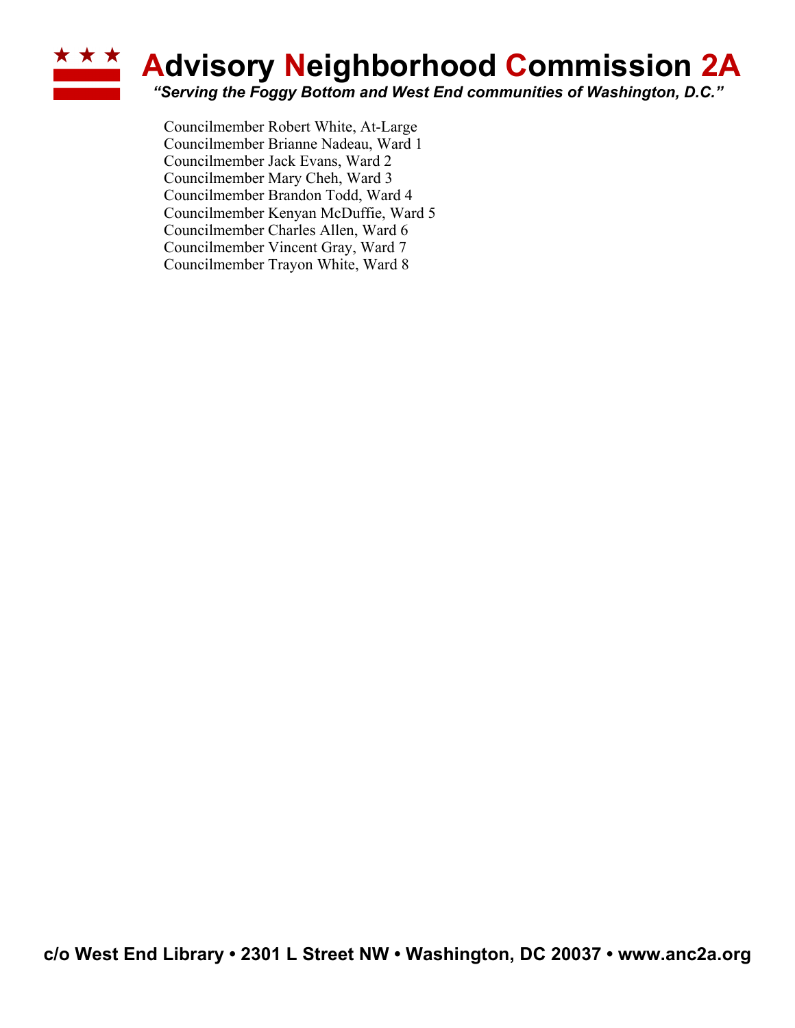Councilmember Robert White, At-Large
Councilmember Brianne Nadeau, Ward 1
Councilmember Jack Evans, Ward 2
Councilmember Mary Cheh, Ward 3
Councilmember Brandon Todd, Ward 4
Councilmember Kenyan McDuffie, Ward 5
Councilmember Charles Allen, Ward 6
Councilmember Vincent Gray, Ward 7
Councilmember Trayon White, Ward 8